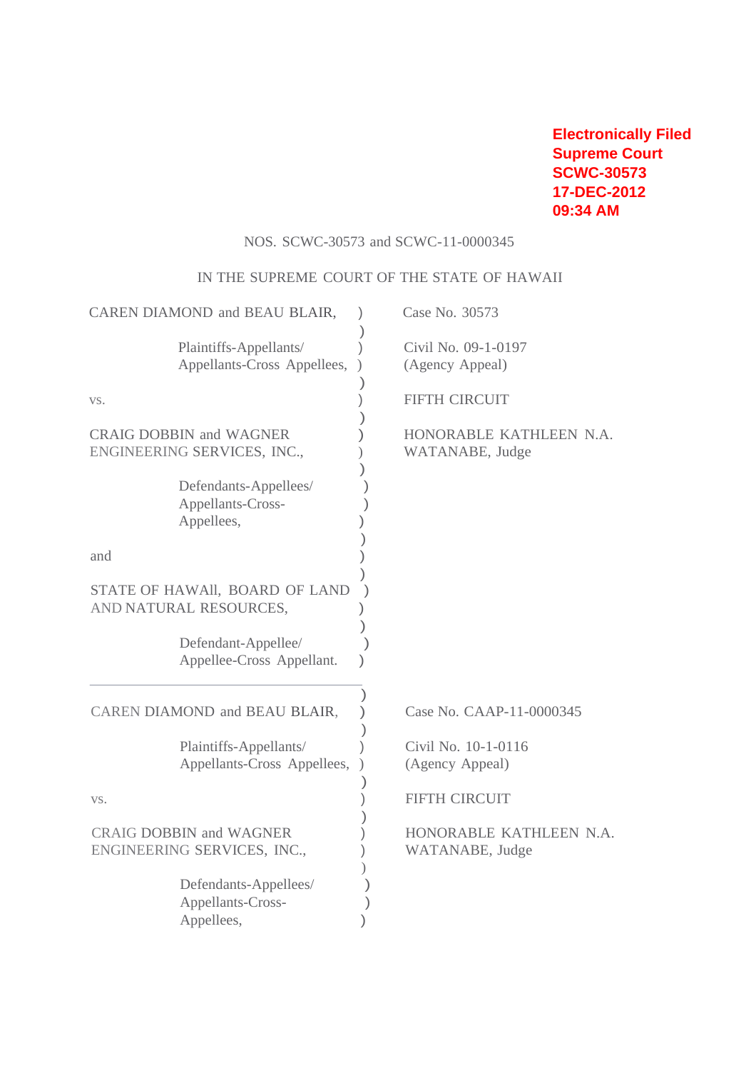Electronically Filed
Supreme Court
SCWC-30573
17-DEC-2012
09:34 AM

NOS. SCWC-30573 and SCWC-11-0000345

IN THE SUPREME COURT OF THE STATE OF HAWAII

CAREN DIAMOND and BEAU BLAIR,

Plaintiffs-Appellants/
Appellants-Cross Appellees,

vs.

CRAIG DOBBIN and WAGNER ENGINEERING SERVICES, INC.,

Defendants-Appellees/
Appellants-Cross-
Appellees,

and

STATE OF HAWAIl, BOARD OF LAND AND NATURAL RESOURCES,

Defendant-Appellee/
Appellee-Cross Appellant.

Case No. 30573

Civil No. 09-1-0197
(Agency Appeal)

FIFTH CIRCUIT

HONORABLE KATHLEEN N.A. WATANABE, Judge

---

CAREN DIAMOND and BEAU BLAIR,

Plaintiffs-Appellants/
Appellants-Cross Appellees,

vs.

CRAIG DOBBIN and WAGNER ENGINEERING SERVICES, INC.,

Defendants-Appellees/
Appellants-Cross-
Appellees,

Case No. CAAP-11-0000345

Civil No. 10-1-0116
(Agency Appeal)

FIFTH CIRCUIT

HONORABLE KATHLEEN N.A. WATANABE, Judge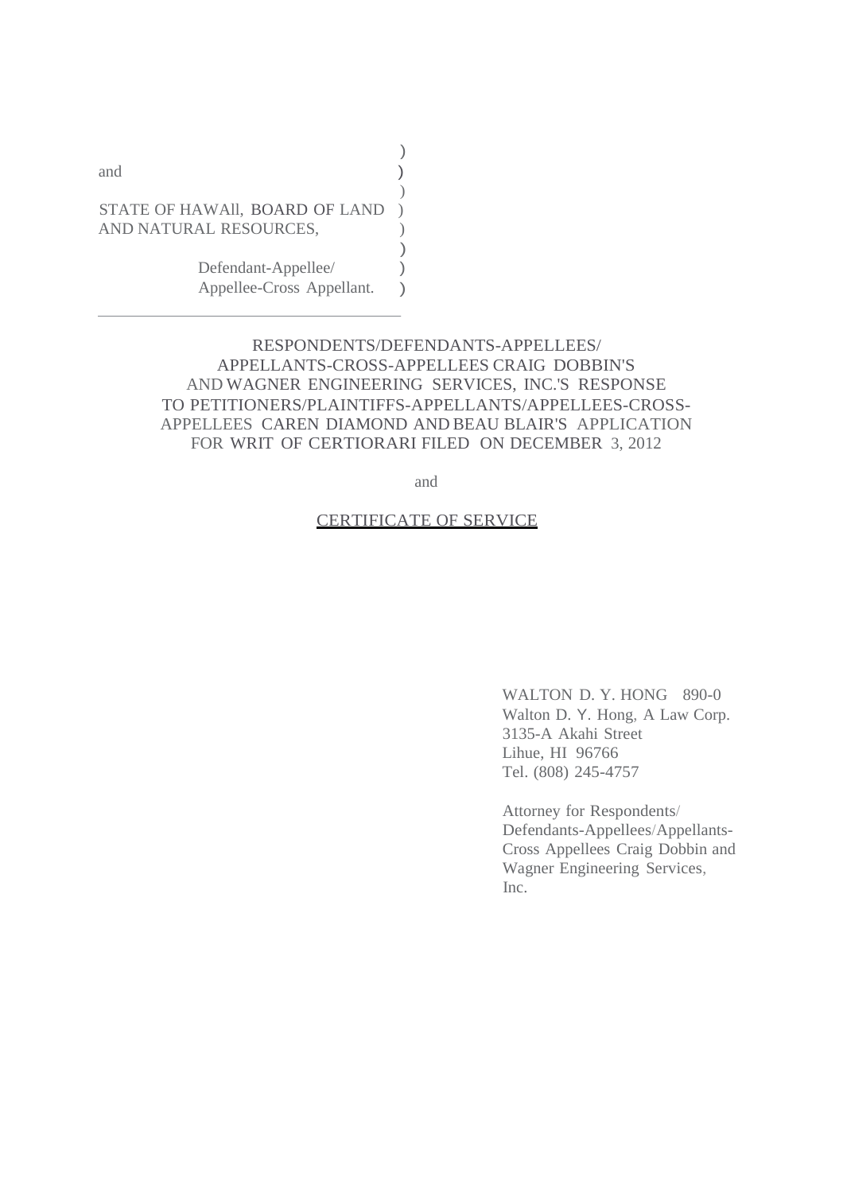and

STATE OF HAWAIl, BOARD OF LAND AND NATURAL RESOURCES,

Defendant-Appellee/
Appellee-Cross Appellant.

RESPONDENTS/DEFENDANTS-APPELLEES/
APPELLANTS-CROSS-APPELLEES CRAIG DOBBIN'S
AND WAGNER ENGINEERING SERVICES, INC.'S RESPONSE
TO PETITIONERS/PLAINTIFFS-APPELLANTS/APPELLEES-CROSS-
APPELLEES CAREN DIAMOND AND BEAU BLAIR'S APPLICATION
FOR WRIT OF CERTIORARI FILED ON DECEMBER 3, 2012

and

CERTIFICATE OF SERVICE

WALTON D. Y. HONG 890-0
Walton D. Y. Hong, A Law Corp.
3135-A Akahi Street
Lihue, HI 96766
Tel. (808) 245-4757

Attorney for Respondents/
Defendants-Appellees/Appellants-
Cross Appellees Craig Dobbin and
Wagner Engineering Services,
Inc.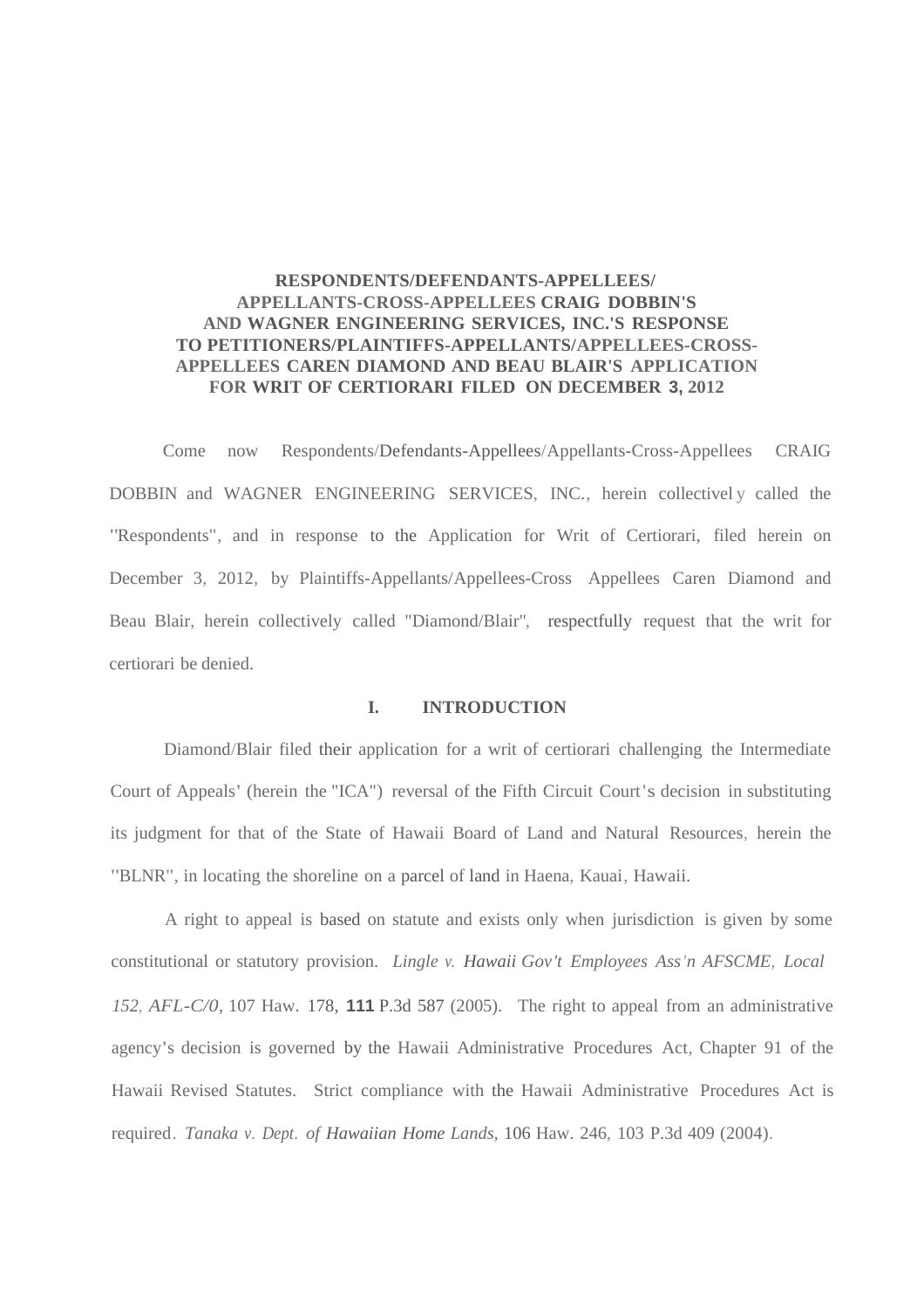**RESPONDENTS/DEFENDANTS-APPELLEES/ APPELLANTS-CROSS-APPELLEES CRAIG DOBBIN'S AND WAGNER ENGINEERING SERVICES, INC.'S RESPONSE TO PETITIONERS/PLAINTIFFS-APPELLANTS/APPELLEES-CROSS-APPELLEES CAREN DIAMOND AND BEAU BLAIR'S APPLICATION FOR WRIT OF CERTIORARI FILED ON DECEMBER 3, 2012**

Come now Respondents/Defendants-Appellees/Appellants-Cross-Appellees CRAIG DOBBIN and WAGNER ENGINEERING SERVICES, INC., herein collectively called the "Respondents", and in response to the Application for Writ of Certiorari, filed herein on December 3, 2012, by Plaintiffs-Appellants/Appellees-Cross Appellees Caren Diamond and Beau Blair, herein collectively called "Diamond/Blair", respectfully request that the writ for certiorari be denied.

## I. INTRODUCTION

Diamond/Blair filed their application for a writ of certiorari challenging the Intermediate Court of Appeals' (herein the "ICA") reversal of the Fifth Circuit Court's decision in substituting its judgment for that of the State of Hawaii Board of Land and Natural Resources, herein the "BLNR", in locating the shoreline on a parcel of land in Haena, Kauai, Hawaii.

A right to appeal is based on statute and exists only when jurisdiction is given by some constitutional or statutory provision. *Lingle v. Hawaii Gov't Employees Ass'n AFSCME, Local 152, AFL-C/0*, 107 Haw. 178, 111 P.3d 587 (2005). The right to appeal from an administrative agency's decision is governed by the Hawaii Administrative Procedures Act, Chapter 91 of the Hawaii Revised Statutes. Strict compliance with the Hawaii Administrative Procedures Act is required. *Tanaka v. Dept. of Hawaiian Home Lands*, 106 Haw. 246, 103 P.3d 409 (2004).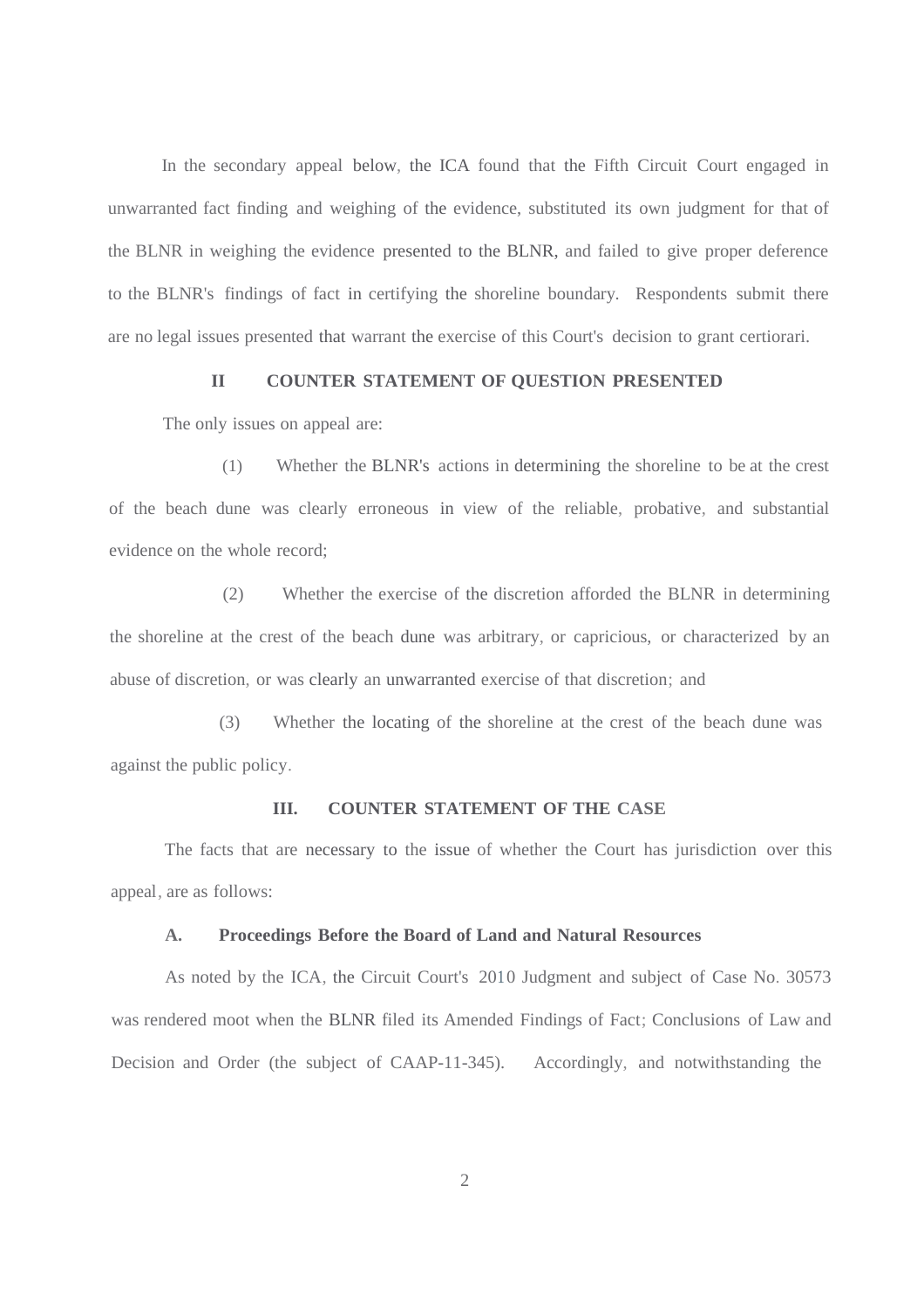In the secondary appeal below, the ICA found that the Fifth Circuit Court engaged in unwarranted fact finding and weighing of the evidence, substituted its own judgment for that of the BLNR in weighing the evidence presented to the BLNR, and failed to give proper deference to the BLNR's findings of fact in certifying the shoreline boundary. Respondents submit there are no legal issues presented that warrant the exercise of this Court's decision to grant certiorari.

## II COUNTER STATEMENT OF QUESTION PRESENTED

The only issues on appeal are:

(1) Whether the BLNR's actions in determining the shoreline to be at the crest of the beach dune was clearly erroneous in view of the reliable, probative, and substantial evidence on the whole record;

(2) Whether the exercise of the discretion afforded the BLNR in determining the shoreline at the crest of the beach dune was arbitrary, or capricious, or characterized by an abuse of discretion, or was clearly an unwarranted exercise of that discretion; and

(3) Whether the locating of the shoreline at the crest of the beach dune was against the public policy.

## III. COUNTER STATEMENT OF THE CASE

The facts that are necessary to the issue of whether the Court has jurisdiction over this appeal, are as follows:

### A. Proceedings Before the Board of Land and Natural Resources

As noted by the ICA, the Circuit Court's 2010 Judgment and subject of Case No. 30573 was rendered moot when the BLNR filed its Amended Findings of Fact; Conclusions of Law and Decision and Order (the subject of CAAP-11-345). Accordingly, and notwithstanding the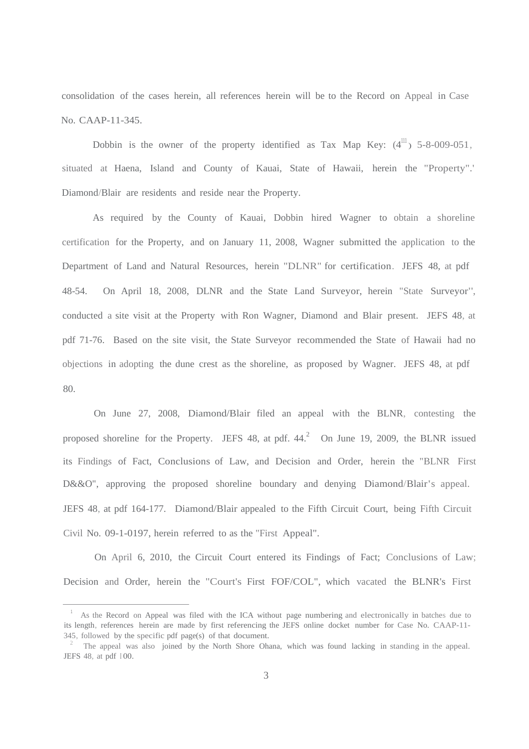consolidation of the cases herein, all references herein will be to the Record on Appeal in Case No. CAAP-11-345.

Dobbin is the owner of the property identified as Tax Map Key: $(4^{th})$ 5-8-009-051, situated at Haena, Island and County of Kauai, State of Hawaii, herein the "Property".[1] Diamond/Blair are residents and reside near the Property.

As required by the County of Kauai, Dobbin hired Wagner to obtain a shoreline certification for the Property, and on January 11, 2008, Wagner submitted the application to the Department of Land and Natural Resources, herein "DLNR" for certification. JEFS 48, at pdf 48-54. On April 18, 2008, DLNR and the State Land Surveyor, herein "State Surveyor", conducted a site visit at the Property with Ron Wagner, Diamond and Blair present. JEFS 48, at pdf 71-76. Based on the site visit, the State Surveyor recommended the State of Hawaii had no objections in adopting the dune crest as the shoreline, as proposed by Wagner. JEFS 48, at pdf 80.

On June 27, 2008, Diamond/Blair filed an appeal with the BLNR, contesting the proposed shoreline for the Property. JEFS 48, at pdf. 44.[2] On June 19, 2009, the BLNR issued its Findings of Fact, Conclusions of Law, and Decision and Order, herein the "BLNR First D&&O", approving the proposed shoreline boundary and denying Diamond/Blair's appeal. JEFS 48, at pdf 164-177. Diamond/Blair appealed to the Fifth Circuit Court, being Fifth Circuit Civil No. 09-1-0197, herein referred to as the "First Appeal".

On April 6, 2010, the Circuit Court entered its Findings of Fact; Conclusions of Law; Decision and Order, herein the "Court's First FOF/COL", which vacated the BLNR's First

---

[1] As the Record on Appeal was filed with the ICA without page numbering and electronically in batches due to its length, references herein are made by first referencing the JEFS online docket number for Case No. CAAP-11-345, followed by the specific pdf page(s) of that document.

[2] The appeal was also joined by the North Shore Ohana, which was found lacking in standing in the appeal. JEFS 48, at pdf 100.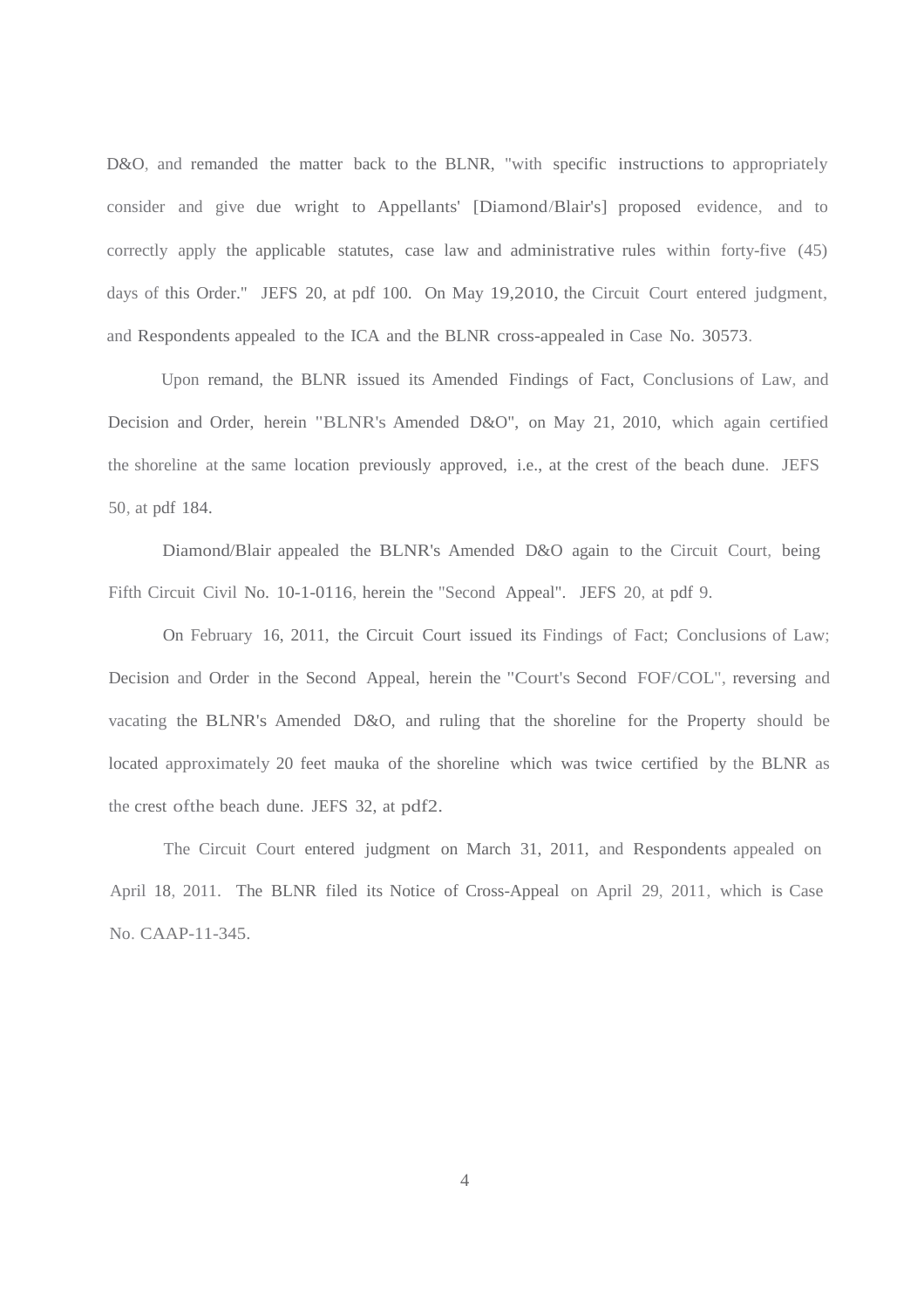D&O, and remanded the matter back to the BLNR, "with specific instructions to appropriately consider and give due wright to Appellants' [Diamond/Blair's] proposed evidence, and to correctly apply the applicable statutes, case law and administrative rules within forty-five (45) days of this Order." JEFS 20, at pdf 100. On May 19,2010, the Circuit Court entered judgment, and Respondents appealed to the ICA and the BLNR cross-appealed in Case No. 30573.

Upon remand, the BLNR issued its Amended Findings of Fact, Conclusions of Law, and Decision and Order, herein "BLNR's Amended D&O", on May 21, 2010, which again certified the shoreline at the same location previously approved, i.e., at the crest of the beach dune. JEFS 50, at pdf 184.

Diamond/Blair appealed the BLNR's Amended D&O again to the Circuit Court, being Fifth Circuit Civil No. 10-1-0116, herein the "Second Appeal". JEFS 20, at pdf 9.

On February 16, 2011, the Circuit Court issued its Findings of Fact; Conclusions of Law; Decision and Order in the Second Appeal, herein the "Court's Second FOF/COL", reversing and vacating the BLNR's Amended D&O, and ruling that the shoreline for the Property should be located approximately 20 feet mauka of the shoreline which was twice certified by the BLNR as the crest ofthe beach dune. JEFS 32, at pdf2.

The Circuit Court entered judgment on March 31, 2011, and Respondents appealed on April 18, 2011. The BLNR filed its Notice of Cross-Appeal on April 29, 2011, which is Case No. CAAP-11-345.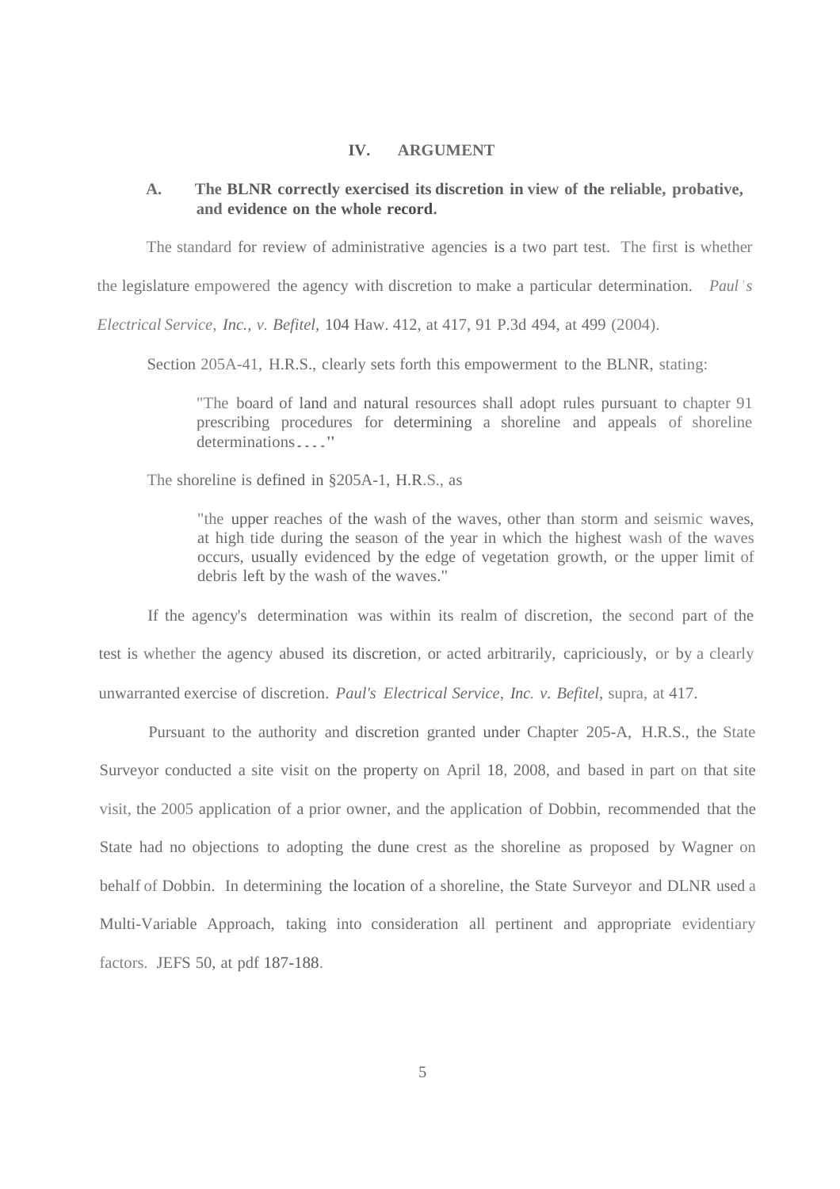## IV. ARGUMENT

### A. The BLNR correctly exercised its discretion in view of the reliable, probative, and evidence on the whole record.

The standard for review of administrative agencies is a two part test. The first is whether the legislature empowered the agency with discretion to make a particular determination. *Paul's Electrical Service, Inc., v. Befitel,* 104 Haw. 412, at 417, 91 P.3d 494, at 499 (2004).

Section 205A-41, H.R.S., clearly sets forth this empowerment to the BLNR, stating:

> "The board of land and natural resources shall adopt rules pursuant to chapter 91 prescribing procedures for determining a shoreline and appeals of shoreline determinations. . . ."

The shoreline is defined in §205A-1, H.R.S., as

> "the upper reaches of the wash of the waves, other than storm and seismic waves, at high tide during the season of the year in which the highest wash of the waves occurs, usually evidenced by the edge of vegetation growth, or the upper limit of debris left by the wash of the waves."

If the agency's determination was within its realm of discretion, the second part of the test is whether the agency abused its discretion, or acted arbitrarily, capriciously, or by a clearly unwarranted exercise of discretion. *Paul's Electrical Service, Inc. v. Befitel,* supra, at 417.

Pursuant to the authority and discretion granted under Chapter 205-A, H.R.S., the State Surveyor conducted a site visit on the property on April 18, 2008, and based in part on that site visit, the 2005 application of a prior owner, and the application of Dobbin, recommended that the State had no objections to adopting the dune crest as the shoreline as proposed by Wagner on behalf of Dobbin. In determining the location of a shoreline, the State Surveyor and DLNR used a Multi-Variable Approach, taking into consideration all pertinent and appropriate evidentiary factors. JEFS 50, at pdf 187-188.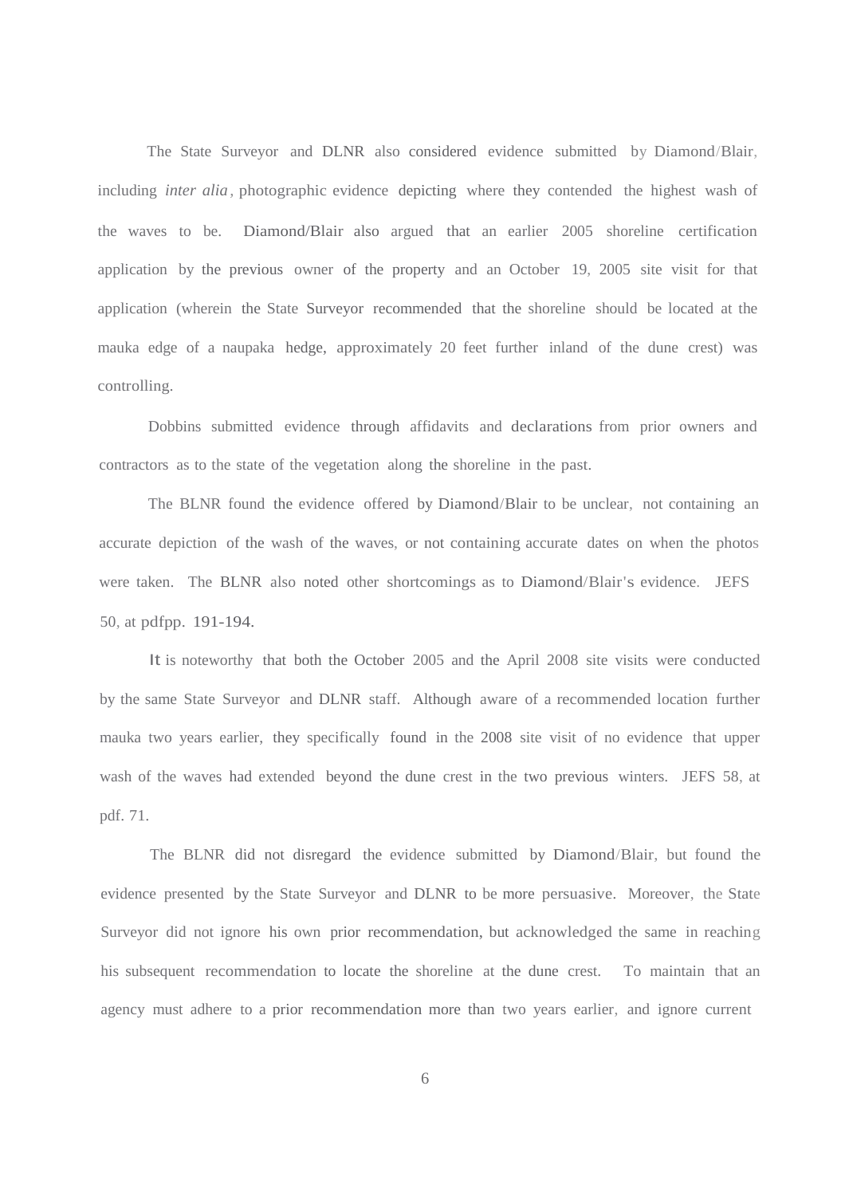The State Surveyor and DLNR also considered evidence submitted by Diamond/Blair, including *inter alia*, photographic evidence depicting where they contended the highest wash of the waves to be. Diamond/Blair also argued that an earlier 2005 shoreline certification application by the previous owner of the property and an October 19, 2005 site visit for that application (wherein the State Surveyor recommended that the shoreline should be located at the mauka edge of a naupaka hedge, approximately 20 feet further inland of the dune crest) was controlling.

Dobbins submitted evidence through affidavits and declarations from prior owners and contractors as to the state of the vegetation along the shoreline in the past.

The BLNR found the evidence offered by Diamond/Blair to be unclear, not containing an accurate depiction of the wash of the waves, or not containing accurate dates on when the photos were taken. The BLNR also noted other shortcomings as to Diamond/Blair's evidence. JEFS 50, at pdfpp. 191-194.

It is noteworthy that both the October 2005 and the April 2008 site visits were conducted by the same State Surveyor and DLNR staff. Although aware of a recommended location further mauka two years earlier, they specifically found in the 2008 site visit of no evidence that upper wash of the waves had extended beyond the dune crest in the two previous winters. JEFS 58, at pdf. 71.

The BLNR did not disregard the evidence submitted by Diamond/Blair, but found the evidence presented by the State Surveyor and DLNR to be more persuasive. Moreover, the State Surveyor did not ignore his own prior recommendation, but acknowledged the same in reaching his subsequent recommendation to locate the shoreline at the dune crest. To maintain that an agency must adhere to a prior recommendation more than two years earlier, and ignore current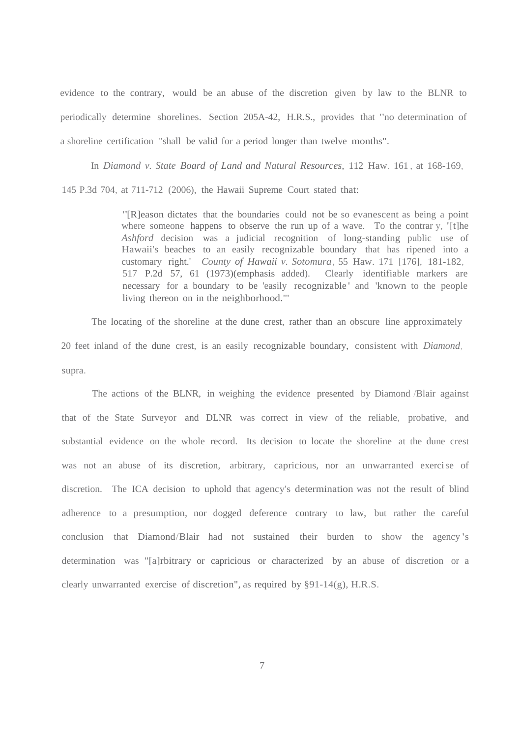evidence to the contrary, would be an abuse of the discretion given by law to the BLNR to periodically determine shorelines. Section 205A-42, H.R.S., provides that "no determination of a shoreline certification "shall be valid for a period longer than twelve months".

In *Diamond v. State Board of Land and Natural Resources*, 112 Haw. 161, at 168-169, 145 P.3d 704, at 711-712 (2006), the Hawaii Supreme Court stated that:

> "[R]eason dictates that the boundaries could not be so evanescent as being a point where someone happens to observe the run up of a wave. To the contrary, '[t]he *Ashford* decision was a judicial recognition of long-standing public use of Hawaii's beaches to an easily recognizable boundary that has ripened into a customary right.' *County of Hawaii v. Sotomura*, 55 Haw. 171 [176], 181-182, 517 P.2d 57, 61 (1973)(emphasis added). Clearly identifiable markers are necessary for a boundary to be 'easily recognizable' and 'known to the people living thereon on in the neighborhood.'"

The locating of the shoreline at the dune crest, rather than an obscure line approximately 20 feet inland of the dune crest, is an easily recognizable boundary, consistent with *Diamond*, supra.

The actions of the BLNR, in weighing the evidence presented by Diamond/Blair against that of the State Surveyor and DLNR was correct in view of the reliable, probative, and substantial evidence on the whole record. Its decision to locate the shoreline at the dune crest was not an abuse of its discretion, arbitrary, capricious, nor an unwarranted exercise of discretion. The ICA decision to uphold that agency's determination was not the result of blind adherence to a presumption, nor dogged deference contrary to law, but rather the careful conclusion that Diamond/Blair had not sustained their burden to show the agency's determination was "[a]rbitrary or capricious or characterized by an abuse of discretion or a clearly unwarranted exercise of discretion", as required by §91-14(g), H.R.S.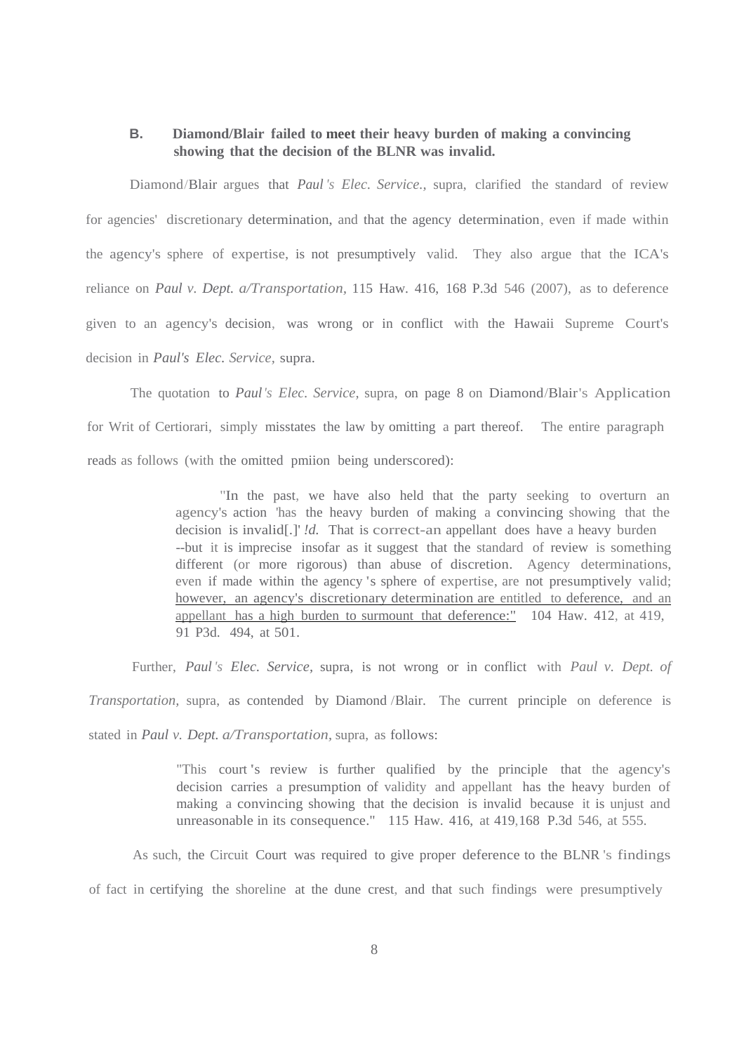### B. Diamond/Blair failed to meet their heavy burden of making a convincing showing that the decision of the BLNR was invalid.

Diamond/Blair argues that *Paul's Elec. Service.*, supra, clarified the standard of review for agencies' discretionary determination, and that the agency determination, even if made within the agency's sphere of expertise, is not presumptively valid. They also argue that the ICA's reliance on *Paul v. Dept. a/Transportation*, 115 Haw. 416, 168 P.3d 546 (2007), as to deference given to an agency's decision, was wrong or in conflict with the Hawaii Supreme Court's decision in *Paul's Elec. Service*, supra.

The quotation to *Paul's Elec. Service*, supra, on page 8 on Diamond/Blair's Application for Writ of Certiorari, simply misstates the law by omitting a part thereof. The entire paragraph reads as follows (with the omitted pmiion being underscored):

> "In the past, we have also held that the party seeking to overturn an agency's action 'has the heavy burden of making a convincing showing that the decision is invalid[.]' *!d.* That is correct-an appellant does have a heavy burden --but it is imprecise insofar as it suggest that the standard of review is something different (or more rigorous) than abuse of discretion. Agency determinations, even if made within the agency's sphere of expertise, are not presumptively valid; <u>however, an agency's discretionary determination are entitled to deference, and an appellant has a high burden to surmount that deference:"</u> 104 Haw. 412, at 419, 91 P3d. 494, at 501.

Further, *Paul's Elec. Service*, supra, is not wrong or in conflict with *Paul v. Dept. of Transportation*, supra, as contended by Diamond/Blair. The current principle on deference is stated in *Paul v. Dept. a/Transportation*, supra, as follows:

> "This court's review is further qualified by the principle that the agency's decision carries a presumption of validity and appellant has the heavy burden of making a convincing showing that the decision is invalid because it is unjust and unreasonable in its consequence." 115 Haw. 416, at 419,168 P.3d 546, at 555.

As such, the Circuit Court was required to give proper deference to the BLNR's findings of fact in certifying the shoreline at the dune crest, and that such findings were presumptively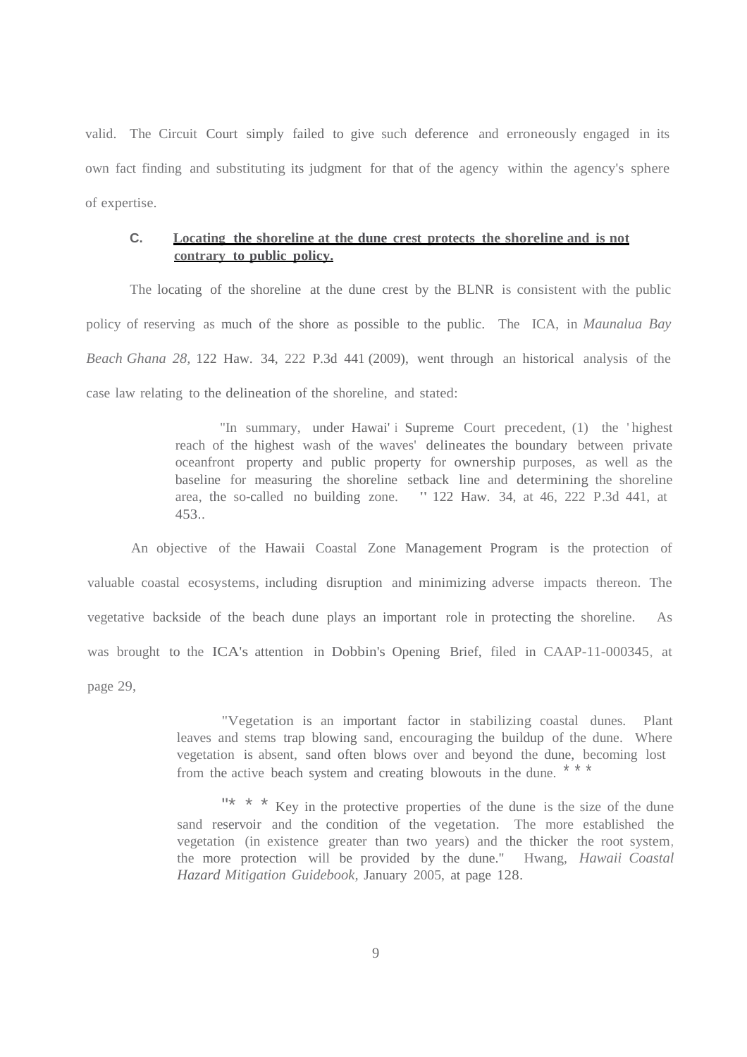valid. The Circuit Court simply failed to give such deference and erroneously engaged in its own fact finding and substituting its judgment for that of the agency within the agency's sphere of expertise.

### C. **<u>Locating the shoreline at the dune crest protects the shoreline and is not contrary to public policy.</u>**

The locating of the shoreline at the dune crest by the BLNR is consistent with the public policy of reserving as much of the shore as possible to the public. The ICA, in *Maunalua Bay Beach Ghana 28*, 122 Haw. 34, 222 P.3d 441 (2009), went through an historical analysis of the case law relating to the delineation of the shoreline, and stated:

> "In summary, under Hawai' i Supreme Court precedent, (1) the ' highest reach of the highest wash of the waves' delineates the boundary between private oceanfront property and public property for ownership purposes, as well as the baseline for measuring the shoreline setback line and determining the shoreline area, the so-called no building zone. " 122 Haw. 34, at 46, 222 P.3d 441, at 453..

An objective of the Hawaii Coastal Zone Management Program is the protection of valuable coastal ecosystems, including disruption and minimizing adverse impacts thereon. The vegetative backside of the beach dune plays an important role in protecting the shoreline. As was brought to the ICA's attention in Dobbin's Opening Brief, filed in CAAP-11-000345, at page 29,

> "Vegetation is an important factor in stabilizing coastal dunes. Plant leaves and stems trap blowing sand, encouraging the buildup of the dune. Where vegetation is absent, sand often blows over and beyond the dune, becoming lost from the active beach system and creating blowouts in the dune. * * *
>
> "* * * Key in the protective properties of the dune is the size of the dune sand reservoir and the condition of the vegetation. The more established the vegetation (in existence greater than two years) and the thicker the root system, the more protection will be provided by the dune." Hwang, *Hawaii Coastal Hazard Mitigation Guidebook*, January 2005, at page 128.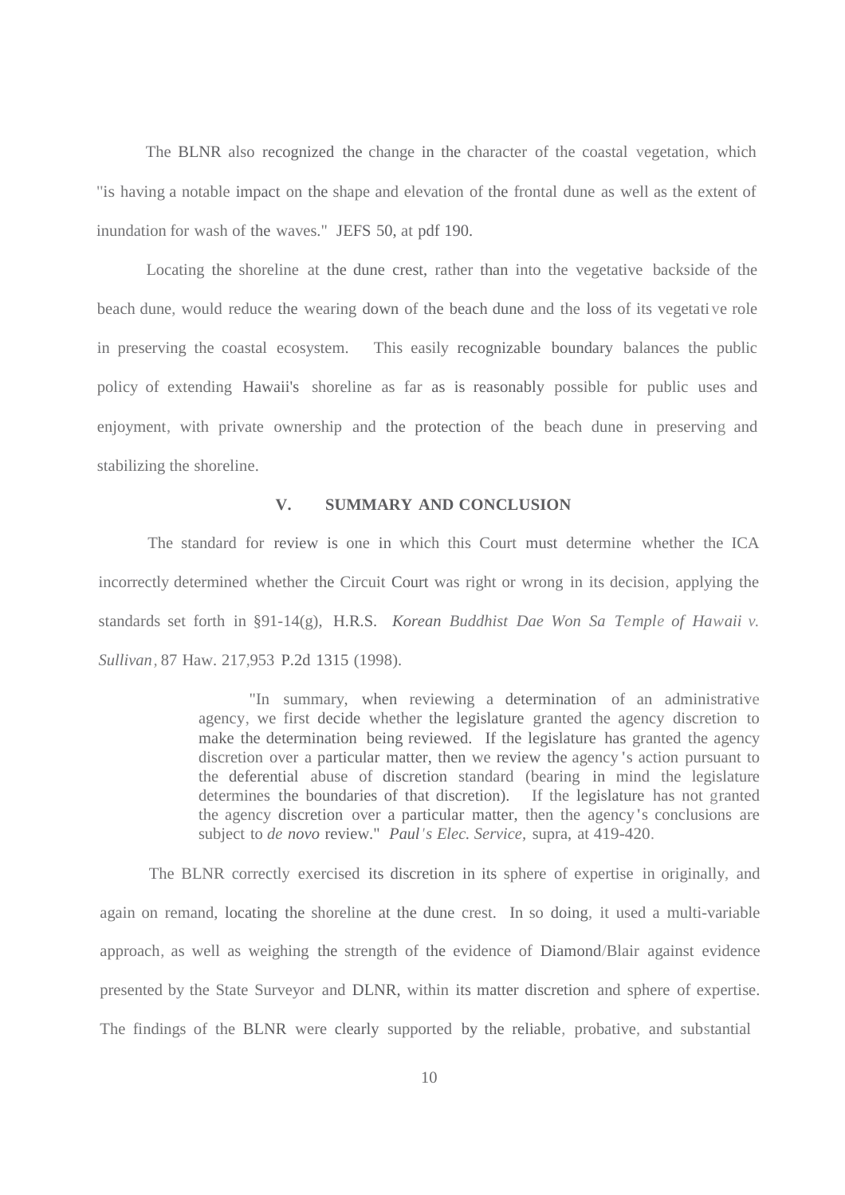The BLNR also recognized the change in the character of the coastal vegetation, which "is having a notable impact on the shape and elevation of the frontal dune as well as the extent of inundation for wash of the waves." JEFS 50, at pdf 190.

Locating the shoreline at the dune crest, rather than into the vegetative backside of the beach dune, would reduce the wearing down of the beach dune and the loss of its vegetative role in preserving the coastal ecosystem. This easily recognizable boundary balances the public policy of extending Hawaii's shoreline as far as is reasonably possible for public uses and enjoyment, with private ownership and the protection of the beach dune in preserving and stabilizing the shoreline.

## V. SUMMARY AND CONCLUSION

The standard for review is one in which this Court must determine whether the ICA incorrectly determined whether the Circuit Court was right or wrong in its decision, applying the standards set forth in §91-14(g), H.R.S. *Korean Buddhist Dae Won Sa Temple of Hawaii v. Sullivan*, 87 Haw. 217,953 P.2d 1315 (1998).

> "In summary, when reviewing a determination of an administrative agency, we first decide whether the legislature granted the agency discretion to make the determination being reviewed. If the legislature has granted the agency discretion over a particular matter, then we review the agency's action pursuant to the deferential abuse of discretion standard (bearing in mind the legislature determines the boundaries of that discretion). If the legislature has not granted the agency discretion over a particular matter, then the agency's conclusions are subject to *de novo* review." *Paul's Elec. Service*, supra, at 419-420.

The BLNR correctly exercised its discretion in its sphere of expertise in originally, and again on remand, locating the shoreline at the dune crest. In so doing, it used a multi-variable approach, as well as weighing the strength of the evidence of Diamond/Blair against evidence presented by the State Surveyor and DLNR, within its matter discretion and sphere of expertise. The findings of the BLNR were clearly supported by the reliable, probative, and substantial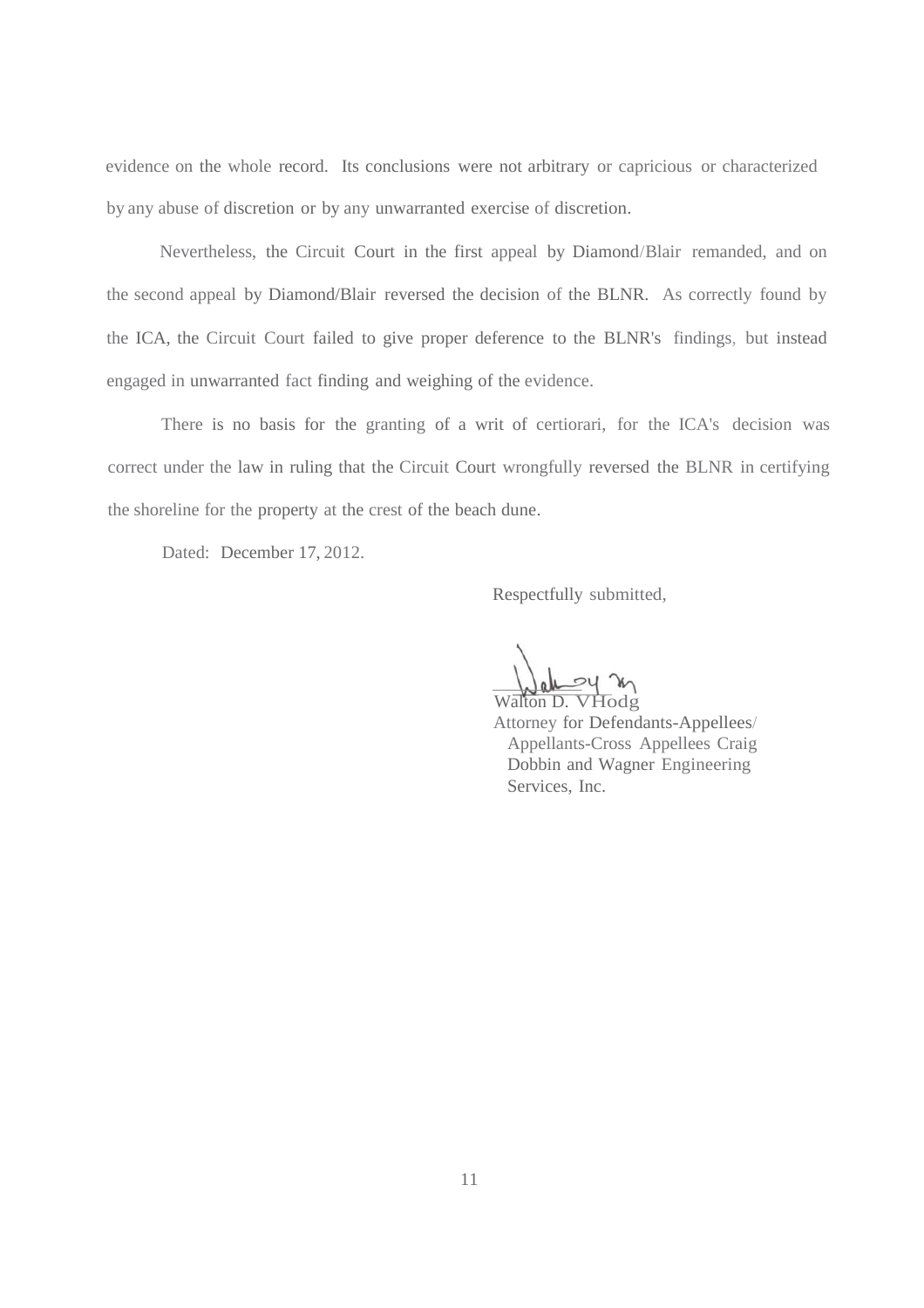evidence on the whole record. Its conclusions were not arbitrary or capricious or characterized by any abuse of discretion or by any unwarranted exercise of discretion.

Nevertheless, the Circuit Court in the first appeal by Diamond/Blair remanded, and on the second appeal by Diamond/Blair reversed the decision of the BLNR. As correctly found by the ICA, the Circuit Court failed to give proper deference to the BLNR's findings, but instead engaged in unwarranted fact finding and weighing of the evidence.

There is no basis for the granting of a writ of certiorari, for the ICA's decision was correct under the law in ruling that the Circuit Court wrongfully reversed the BLNR in certifying the shoreline for the property at the crest of the beach dune.

Dated: December 17, 2012.

Respectfully submitted,

Walton D. VHodg
Attorney for Defendants-Appellees/
Appellants-Cross Appellees Craig
Dobbin and Wagner Engineering
Services, Inc.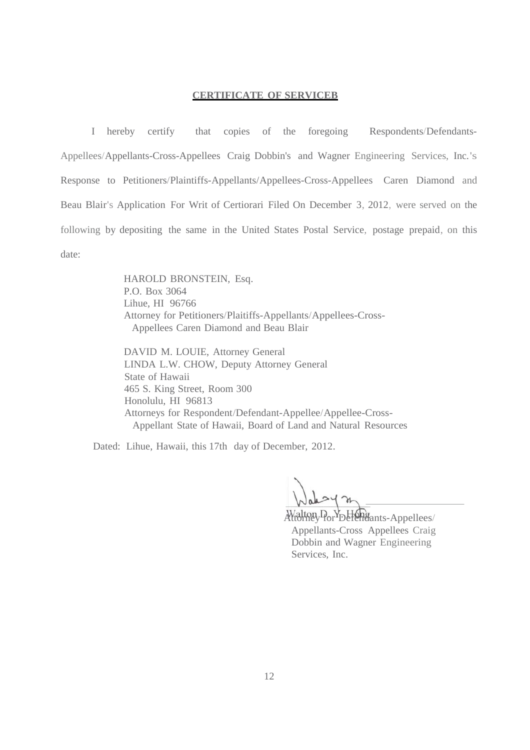**CERTIFICATE OF SERVICEB**

I hereby certify that copies of the foregoing Respondents/Defendants-Appellees/Appellants-Cross-Appellees Craig Dobbin's and Wagner Engineering Services, Inc.'s Response to Petitioners/Plaintiffs-Appellants/Appellees-Cross-Appellees Caren Diamond and Beau Blair's Application For Writ of Certiorari Filed On December 3, 2012, were served on the following by depositing the same in the United States Postal Service, postage prepaid, on this date:

HAROLD BRONSTEIN, Esq.
P.O. Box 3064
Lihue, HI 96766
Attorney for Petitioners/Plaitiffs-Appellants/Appellees-Cross-Appellees Caren Diamond and Beau Blair

DAVID M. LOUIE, Attorney General
LINDA L.W. CHOW, Deputy Attorney General
State of Hawaii
465 S. King Street, Room 300
Honolulu, HI 96813
Attorneys for Respondent/Defendant-Appellee/Appellee-Cross-Appellant State of Hawaii, Board of Land and Natural Resources

Dated: Lihue, Hawaii, this 17th day of December, 2012.

Walton D. Y. Hong
Attorney for Defendants-Appellees/Appellants-Cross Appellees Craig Dobbin and Wagner Engineering Services, Inc.